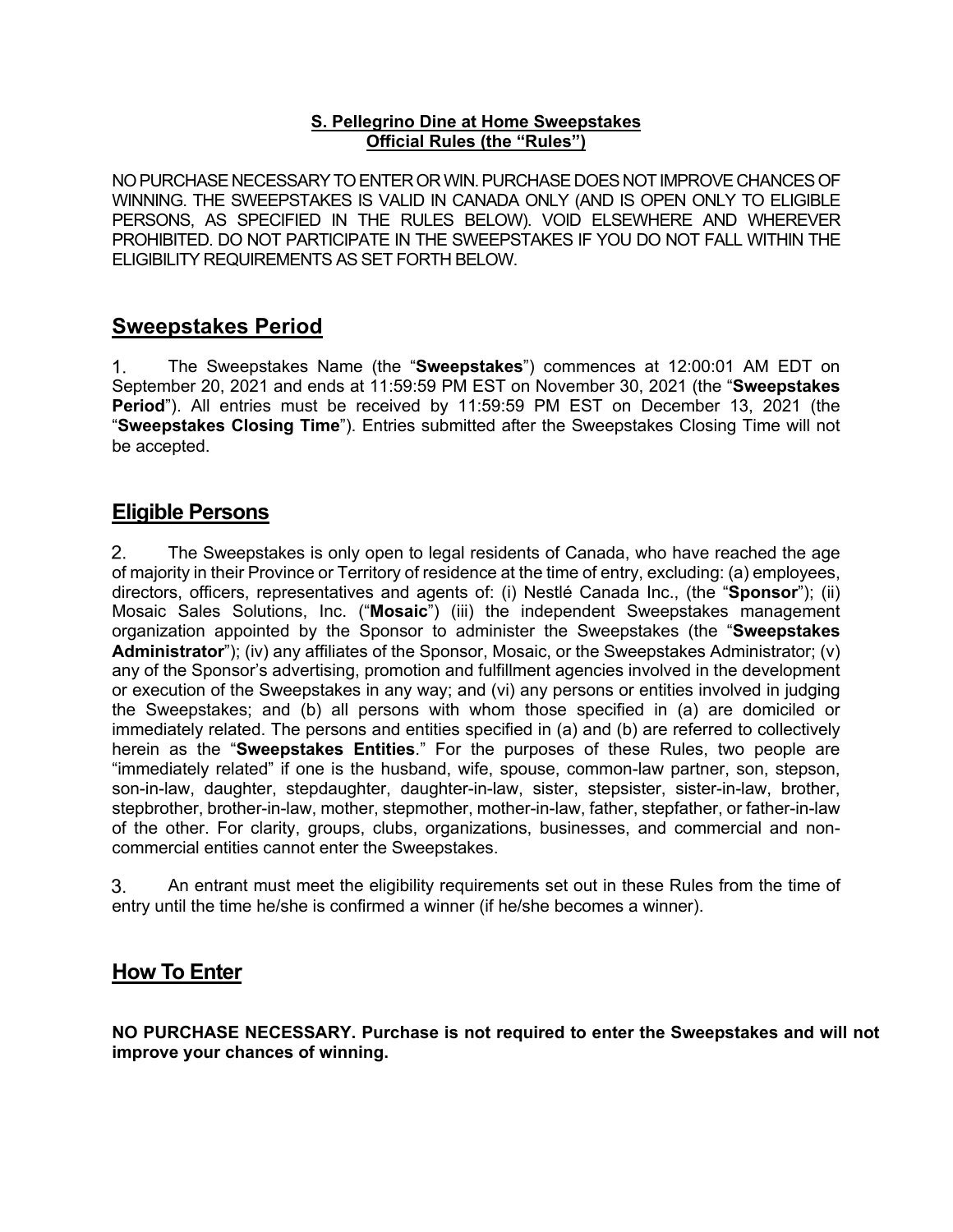**S. Pellegrino Dine at Home Sweepstakes**
**Official Rules (the "Rules")**

NO PURCHASE NECESSARY TO ENTER OR WIN. PURCHASE DOES NOT IMPROVE CHANCES OF WINNING. THE SWEEPSTAKES IS VALID IN CANADA ONLY (AND IS OPEN ONLY TO ELIGIBLE PERSONS, AS SPECIFIED IN THE RULES BELOW). VOID ELSEWHERE AND WHEREVER PROHIBITED. DO NOT PARTICIPATE IN THE SWEEPSTAKES IF YOU DO NOT FALL WITHIN THE ELIGIBILITY REQUIREMENTS AS SET FORTH BELOW.

## Sweepstakes Period

1. The Sweepstakes Name (the "**Sweepstakes**") commences at 12:00:01 AM EDT on September 20, 2021 and ends at 11:59:59 PM EST on November 30, 2021 (the "**Sweepstakes Period**"). All entries must be received by 11:59:59 PM EST on December 13, 2021 (the "**Sweepstakes Closing Time**"). Entries submitted after the Sweepstakes Closing Time will not be accepted.

## Eligible Persons

2. The Sweepstakes is only open to legal residents of Canada, who have reached the age of majority in their Province or Territory of residence at the time of entry, excluding: (a) employees, directors, officers, representatives and agents of: (i) Nestlé Canada Inc., (the "**Sponsor**"); (ii) Mosaic Sales Solutions, Inc. ("**Mosaic**") (iii) the independent Sweepstakes management organization appointed by the Sponsor to administer the Sweepstakes (the "**Sweepstakes Administrator**"); (iv) any affiliates of the Sponsor, Mosaic, or the Sweepstakes Administrator; (v) any of the Sponsor's advertising, promotion and fulfillment agencies involved in the development or execution of the Sweepstakes in any way; and (vi) any persons or entities involved in judging the Sweepstakes; and (b) all persons with whom those specified in (a) are domiciled or immediately related. The persons and entities specified in (a) and (b) are referred to collectively herein as the "**Sweepstakes Entities**." For the purposes of these Rules, two people are "immediately related" if one is the husband, wife, spouse, common-law partner, son, stepson, son-in-law, daughter, stepdaughter, daughter-in-law, sister, stepsister, sister-in-law, brother, stepbrother, brother-in-law, mother, stepmother, mother-in-law, father, stepfather, or father-in-law of the other. For clarity, groups, clubs, organizations, businesses, and commercial and non-commercial entities cannot enter the Sweepstakes.

3. An entrant must meet the eligibility requirements set out in these Rules from the time of entry until the time he/she is confirmed a winner (if he/she becomes a winner).

## How To Enter

**NO PURCHASE NECESSARY. Purchase is not required to enter the Sweepstakes and will not improve your chances of winning.**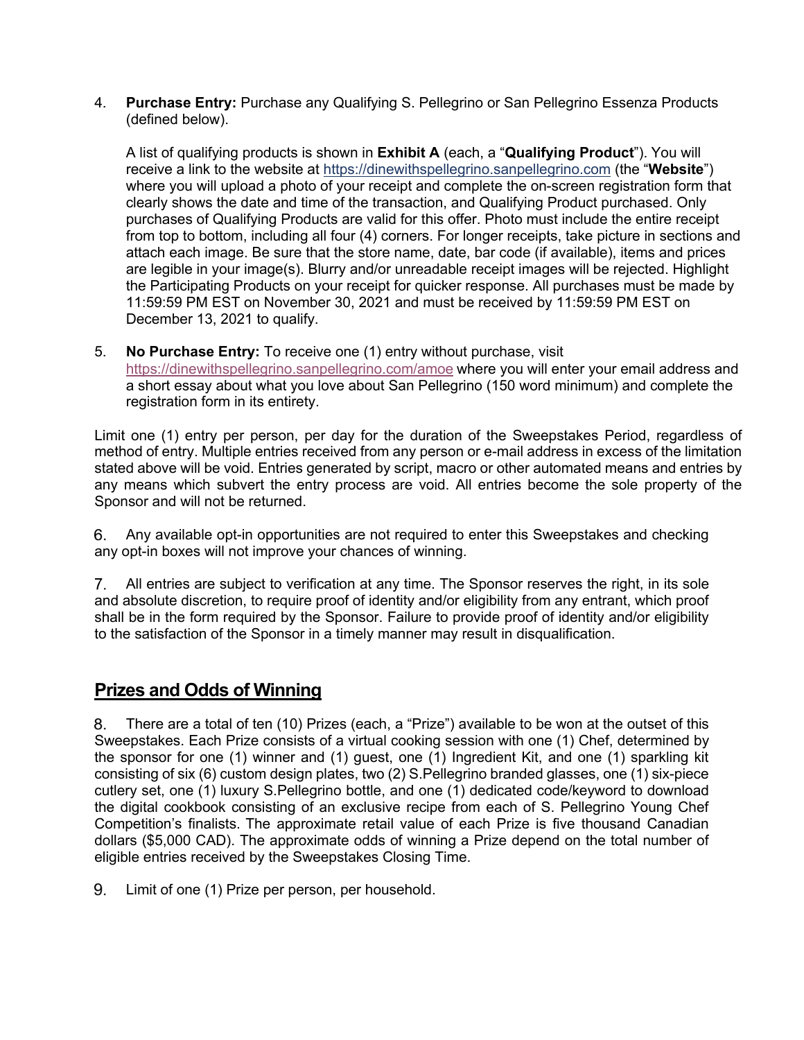4. **Purchase Entry:** Purchase any Qualifying S. Pellegrino or San Pellegrino Essenza Products (defined below).

   A list of qualifying products is shown in **Exhibit A** (each, a "**Qualifying Product**"). You will receive a link to the website at https://dinewithspellegrino.sanpellegrino.com (the "**Website**") where you will upload a photo of your receipt and complete the on-screen registration form that clearly shows the date and time of the transaction, and Qualifying Product purchased. Only purchases of Qualifying Products are valid for this offer. Photo must include the entire receipt from top to bottom, including all four (4) corners. For longer receipts, take picture in sections and attach each image. Be sure that the store name, date, bar code (if available), items and prices are legible in your image(s). Blurry and/or unreadable receipt images will be rejected. Highlight the Participating Products on your receipt for quicker response. All purchases must be made by 11:59:59 PM EST on November 30, 2021 and must be received by 11:59:59 PM EST on December 13, 2021 to qualify.

5. **No Purchase Entry:** To receive one (1) entry without purchase, visit https://dinewithspellegrino.sanpellegrino.com/amoe where you will enter your email address and a short essay about what you love about San Pellegrino (150 word minimum) and complete the registration form in its entirety.

Limit one (1) entry per person, per day for the duration of the Sweepstakes Period, regardless of method of entry. Multiple entries received from any person or e-mail address in excess of the limitation stated above will be void. Entries generated by script, macro or other automated means and entries by any means which subvert the entry process are void. All entries become the sole property of the Sponsor and will not be returned.

6. Any available opt-in opportunities are not required to enter this Sweepstakes and checking any opt-in boxes will not improve your chances of winning.

7. All entries are subject to verification at any time. The Sponsor reserves the right, in its sole and absolute discretion, to require proof of identity and/or eligibility from any entrant, which proof shall be in the form required by the Sponsor. Failure to provide proof of identity and/or eligibility to the satisfaction of the Sponsor in a timely manner may result in disqualification.

## Prizes and Odds of Winning

8. There are a total of ten (10) Prizes (each, a "Prize") available to be won at the outset of this Sweepstakes. Each Prize consists of a virtual cooking session with one (1) Chef, determined by the sponsor for one (1) winner and (1) guest, one (1) Ingredient Kit, and one (1) sparkling kit consisting of six (6) custom design plates, two (2) S.Pellegrino branded glasses, one (1) six-piece cutlery set, one (1) luxury S.Pellegrino bottle, and one (1) dedicated code/keyword to download the digital cookbook consisting of an exclusive recipe from each of S. Pellegrino Young Chef Competition's finalists. The approximate retail value of each Prize is five thousand Canadian dollars ($5,000 CAD). The approximate odds of winning a Prize depend on the total number of eligible entries received by the Sweepstakes Closing Time.

9. Limit of one (1) Prize per person, per household.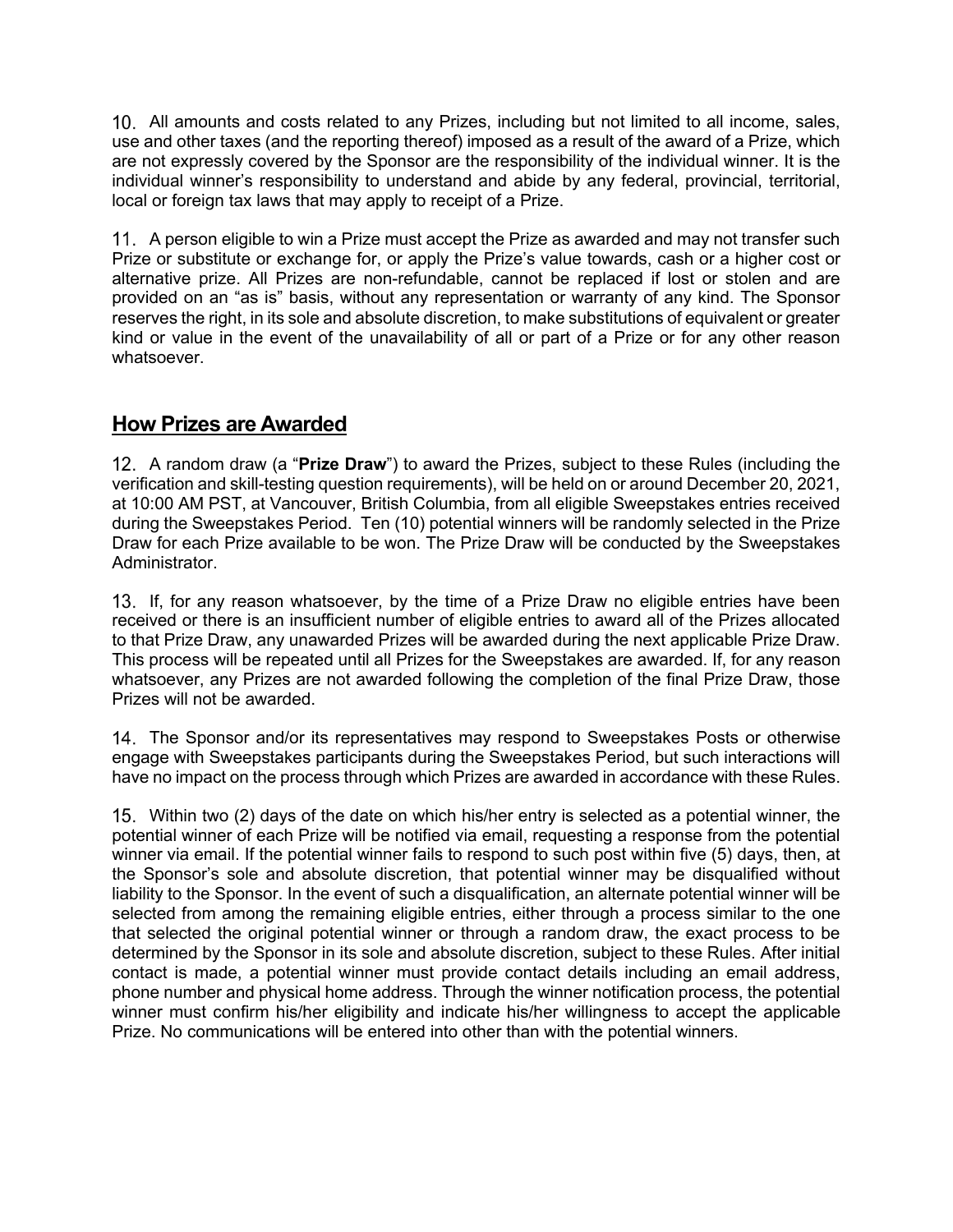10. All amounts and costs related to any Prizes, including but not limited to all income, sales, use and other taxes (and the reporting thereof) imposed as a result of the award of a Prize, which are not expressly covered by the Sponsor are the responsibility of the individual winner. It is the individual winner's responsibility to understand and abide by any federal, provincial, territorial, local or foreign tax laws that may apply to receipt of a Prize.

11. A person eligible to win a Prize must accept the Prize as awarded and may not transfer such Prize or substitute or exchange for, or apply the Prize's value towards, cash or a higher cost or alternative prize. All Prizes are non-refundable, cannot be replaced if lost or stolen and are provided on an "as is" basis, without any representation or warranty of any kind. The Sponsor reserves the right, in its sole and absolute discretion, to make substitutions of equivalent or greater kind or value in the event of the unavailability of all or part of a Prize or for any other reason whatsoever.

## How Prizes are Awarded

12. A random draw (a "**Prize Draw**") to award the Prizes, subject to these Rules (including the verification and skill-testing question requirements), will be held on or around December 20, 2021, at 10:00 AM PST, at Vancouver, British Columbia, from all eligible Sweepstakes entries received during the Sweepstakes Period. Ten (10) potential winners will be randomly selected in the Prize Draw for each Prize available to be won. The Prize Draw will be conducted by the Sweepstakes Administrator.

13. If, for any reason whatsoever, by the time of a Prize Draw no eligible entries have been received or there is an insufficient number of eligible entries to award all of the Prizes allocated to that Prize Draw, any unawarded Prizes will be awarded during the next applicable Prize Draw. This process will be repeated until all Prizes for the Sweepstakes are awarded. If, for any reason whatsoever, any Prizes are not awarded following the completion of the final Prize Draw, those Prizes will not be awarded.

14. The Sponsor and/or its representatives may respond to Sweepstakes Posts or otherwise engage with Sweepstakes participants during the Sweepstakes Period, but such interactions will have no impact on the process through which Prizes are awarded in accordance with these Rules.

15. Within two (2) days of the date on which his/her entry is selected as a potential winner, the potential winner of each Prize will be notified via email, requesting a response from the potential winner via email. If the potential winner fails to respond to such post within five (5) days, then, at the Sponsor's sole and absolute discretion, that potential winner may be disqualified without liability to the Sponsor. In the event of such a disqualification, an alternate potential winner will be selected from among the remaining eligible entries, either through a process similar to the one that selected the original potential winner or through a random draw, the exact process to be determined by the Sponsor in its sole and absolute discretion, subject to these Rules. After initial contact is made, a potential winner must provide contact details including an email address, phone number and physical home address. Through the winner notification process, the potential winner must confirm his/her eligibility and indicate his/her willingness to accept the applicable Prize. No communications will be entered into other than with the potential winners.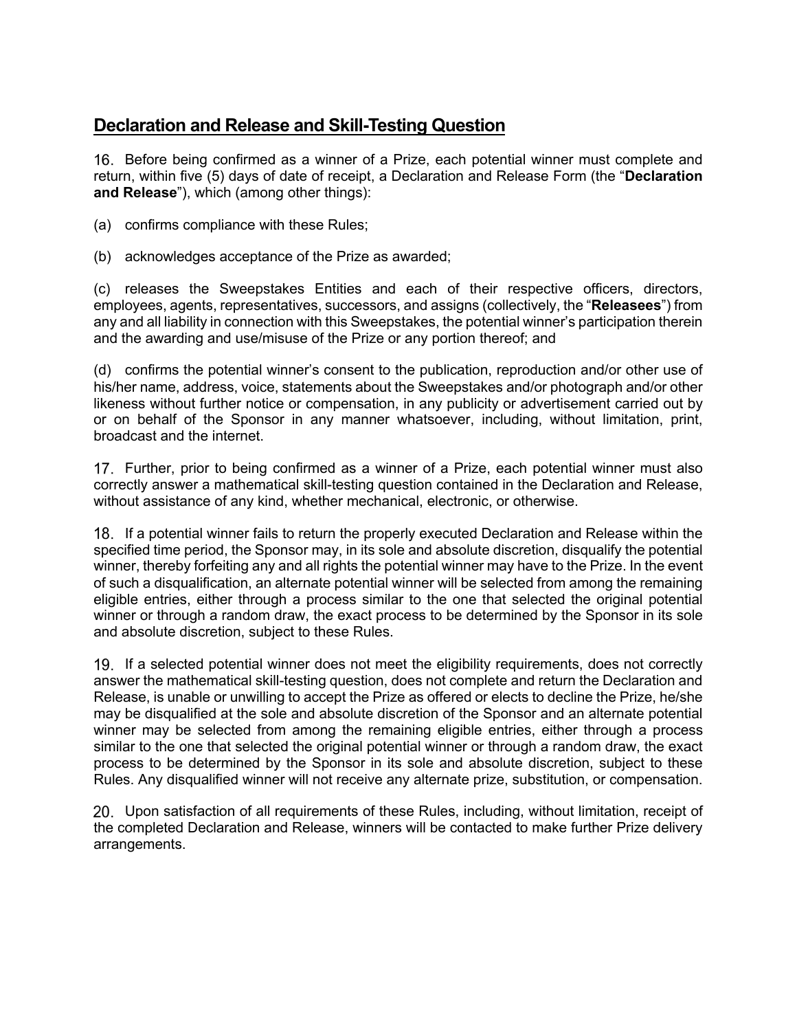## Declaration and Release and Skill-Testing Question

16. Before being confirmed as a winner of a Prize, each potential winner must complete and return, within five (5) days of date of receipt, a Declaration and Release Form (the "**Declaration and Release**"), which (among other things):

(a) confirms compliance with these Rules;

(b) acknowledges acceptance of the Prize as awarded;

(c) releases the Sweepstakes Entities and each of their respective officers, directors, employees, agents, representatives, successors, and assigns (collectively, the "**Releasees**") from any and all liability in connection with this Sweepstakes, the potential winner's participation therein and the awarding and use/misuse of the Prize or any portion thereof; and

(d) confirms the potential winner's consent to the publication, reproduction and/or other use of his/her name, address, voice, statements about the Sweepstakes and/or photograph and/or other likeness without further notice or compensation, in any publicity or advertisement carried out by or on behalf of the Sponsor in any manner whatsoever, including, without limitation, print, broadcast and the internet.

17. Further, prior to being confirmed as a winner of a Prize, each potential winner must also correctly answer a mathematical skill-testing question contained in the Declaration and Release, without assistance of any kind, whether mechanical, electronic, or otherwise.

18. If a potential winner fails to return the properly executed Declaration and Release within the specified time period, the Sponsor may, in its sole and absolute discretion, disqualify the potential winner, thereby forfeiting any and all rights the potential winner may have to the Prize. In the event of such a disqualification, an alternate potential winner will be selected from among the remaining eligible entries, either through a process similar to the one that selected the original potential winner or through a random draw, the exact process to be determined by the Sponsor in its sole and absolute discretion, subject to these Rules.

19. If a selected potential winner does not meet the eligibility requirements, does not correctly answer the mathematical skill-testing question, does not complete and return the Declaration and Release, is unable or unwilling to accept the Prize as offered or elects to decline the Prize, he/she may be disqualified at the sole and absolute discretion of the Sponsor and an alternate potential winner may be selected from among the remaining eligible entries, either through a process similar to the one that selected the original potential winner or through a random draw, the exact process to be determined by the Sponsor in its sole and absolute discretion, subject to these Rules. Any disqualified winner will not receive any alternate prize, substitution, or compensation.

20. Upon satisfaction of all requirements of these Rules, including, without limitation, receipt of the completed Declaration and Release, winners will be contacted to make further Prize delivery arrangements.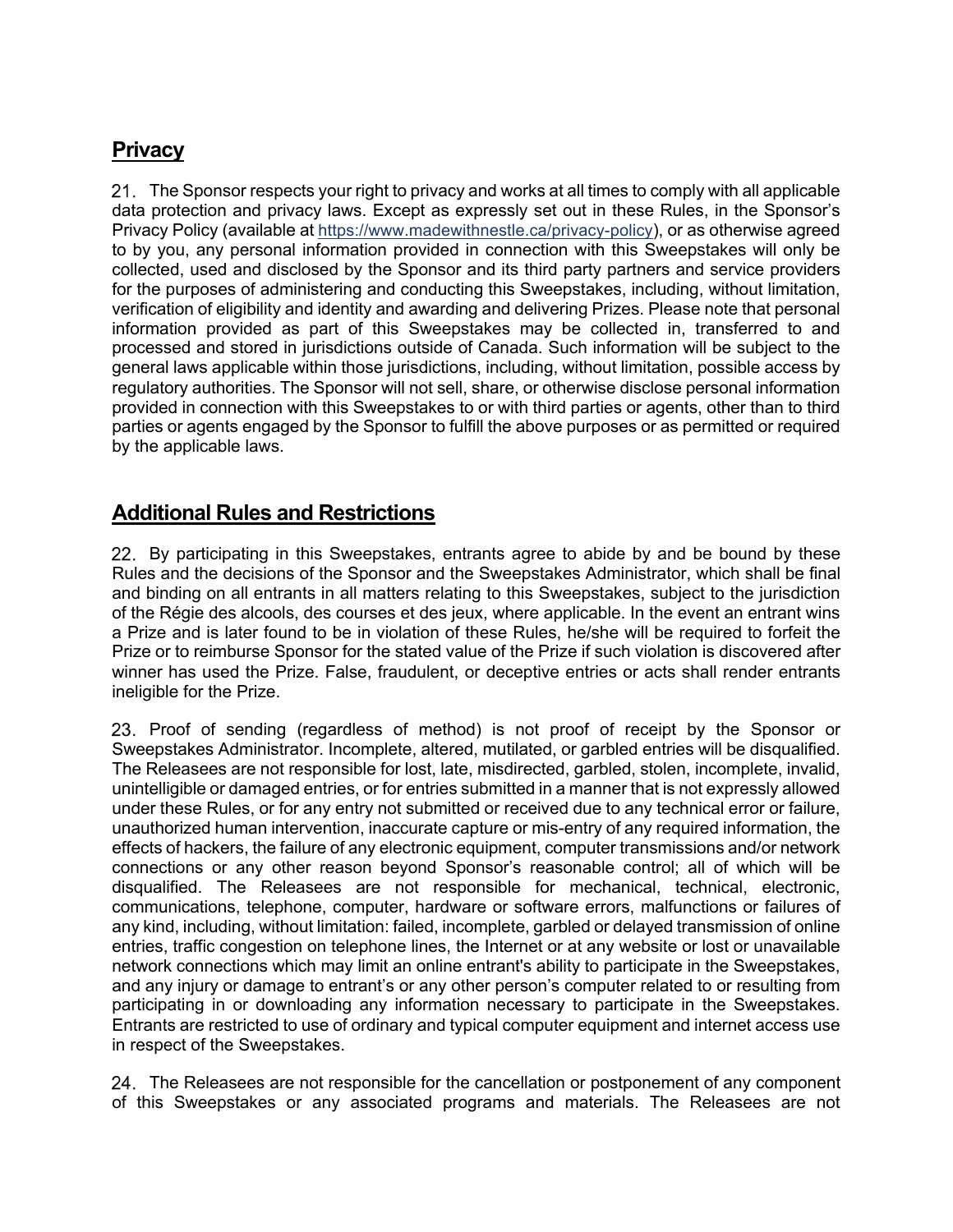## Privacy

21. The Sponsor respects your right to privacy and works at all times to comply with all applicable data protection and privacy laws. Except as expressly set out in these Rules, in the Sponsor's Privacy Policy (available at https://www.madewithnestle.ca/privacy-policy), or as otherwise agreed to by you, any personal information provided in connection with this Sweepstakes will only be collected, used and disclosed by the Sponsor and its third party partners and service providers for the purposes of administering and conducting this Sweepstakes, including, without limitation, verification of eligibility and identity and awarding and delivering Prizes. Please note that personal information provided as part of this Sweepstakes may be collected in, transferred to and processed and stored in jurisdictions outside of Canada. Such information will be subject to the general laws applicable within those jurisdictions, including, without limitation, possible access by regulatory authorities. The Sponsor will not sell, share, or otherwise disclose personal information provided in connection with this Sweepstakes to or with third parties or agents, other than to third parties or agents engaged by the Sponsor to fulfill the above purposes or as permitted or required by the applicable laws.

## Additional Rules and Restrictions

22. By participating in this Sweepstakes, entrants agree to abide by and be bound by these Rules and the decisions of the Sponsor and the Sweepstakes Administrator, which shall be final and binding on all entrants in all matters relating to this Sweepstakes, subject to the jurisdiction of the Régie des alcools, des courses et des jeux, where applicable. In the event an entrant wins a Prize and is later found to be in violation of these Rules, he/she will be required to forfeit the Prize or to reimburse Sponsor for the stated value of the Prize if such violation is discovered after winner has used the Prize. False, fraudulent, or deceptive entries or acts shall render entrants ineligible for the Prize.

23. Proof of sending (regardless of method) is not proof of receipt by the Sponsor or Sweepstakes Administrator. Incomplete, altered, mutilated, or garbled entries will be disqualified. The Releasees are not responsible for lost, late, misdirected, garbled, stolen, incomplete, invalid, unintelligible or damaged entries, or for entries submitted in a manner that is not expressly allowed under these Rules, or for any entry not submitted or received due to any technical error or failure, unauthorized human intervention, inaccurate capture or mis-entry of any required information, the effects of hackers, the failure of any electronic equipment, computer transmissions and/or network connections or any other reason beyond Sponsor's reasonable control; all of which will be disqualified. The Releasees are not responsible for mechanical, technical, electronic, communications, telephone, computer, hardware or software errors, malfunctions or failures of any kind, including, without limitation: failed, incomplete, garbled or delayed transmission of online entries, traffic congestion on telephone lines, the Internet or at any website or lost or unavailable network connections which may limit an online entrant's ability to participate in the Sweepstakes, and any injury or damage to entrant's or any other person's computer related to or resulting from participating in or downloading any information necessary to participate in the Sweepstakes. Entrants are restricted to use of ordinary and typical computer equipment and internet access use in respect of the Sweepstakes.

24. The Releasees are not responsible for the cancellation or postponement of any component of this Sweepstakes or any associated programs and materials. The Releasees are not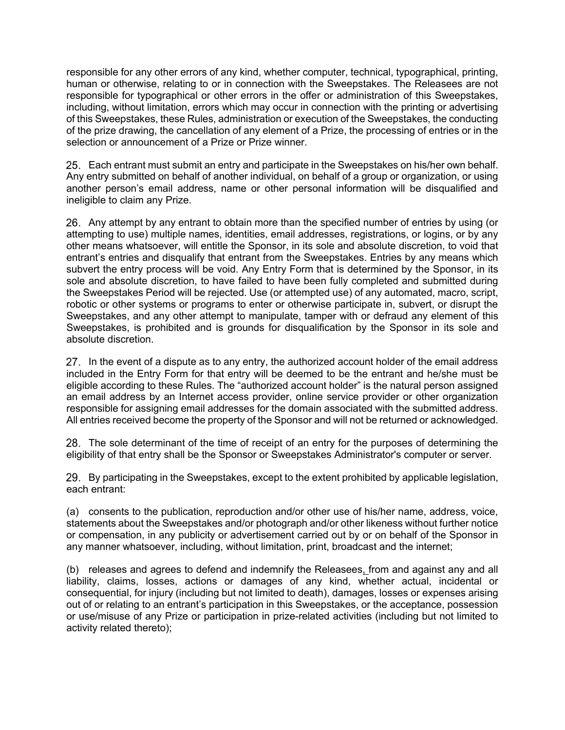responsible for any other errors of any kind, whether computer, technical, typographical, printing, human or otherwise, relating to or in connection with the Sweepstakes. The Releasees are not responsible for typographical or other errors in the offer or administration of this Sweepstakes, including, without limitation, errors which may occur in connection with the printing or advertising of this Sweepstakes, these Rules, administration or execution of the Sweepstakes, the conducting of the prize drawing, the cancellation of any element of a Prize, the processing of entries or in the selection or announcement of a Prize or Prize winner.

25. Each entrant must submit an entry and participate in the Sweepstakes on his/her own behalf. Any entry submitted on behalf of another individual, on behalf of a group or organization, or using another person's email address, name or other personal information will be disqualified and ineligible to claim any Prize.

26. Any attempt by any entrant to obtain more than the specified number of entries by using (or attempting to use) multiple names, identities, email addresses, registrations, or logins, or by any other means whatsoever, will entitle the Sponsor, in its sole and absolute discretion, to void that entrant's entries and disqualify that entrant from the Sweepstakes. Entries by any means which subvert the entry process will be void. Any Entry Form that is determined by the Sponsor, in its sole and absolute discretion, to have failed to have been fully completed and submitted during the Sweepstakes Period will be rejected. Use (or attempted use) of any automated, macro, script, robotic or other systems or programs to enter or otherwise participate in, subvert, or disrupt the Sweepstakes, and any other attempt to manipulate, tamper with or defraud any element of this Sweepstakes, is prohibited and is grounds for disqualification by the Sponsor in its sole and absolute discretion.

27. In the event of a dispute as to any entry, the authorized account holder of the email address included in the Entry Form for that entry will be deemed to be the entrant and he/she must be eligible according to these Rules. The "authorized account holder" is the natural person assigned an email address by an Internet access provider, online service provider or other organization responsible for assigning email addresses for the domain associated with the submitted address. All entries received become the property of the Sponsor and will not be returned or acknowledged.

28. The sole determinant of the time of receipt of an entry for the purposes of determining the eligibility of that entry shall be the Sponsor or Sweepstakes Administrator's computer or server.

29. By participating in the Sweepstakes, except to the extent prohibited by applicable legislation, each entrant:

(a) consents to the publication, reproduction and/or other use of his/her name, address, voice, statements about the Sweepstakes and/or photograph and/or other likeness without further notice or compensation, in any publicity or advertisement carried out by or on behalf of the Sponsor in any manner whatsoever, including, without limitation, print, broadcast and the internet;

(b) releases and agrees to defend and indemnify the Releasees, from and against any and all liability, claims, losses, actions or damages of any kind, whether actual, incidental or consequential, for injury (including but not limited to death), damages, losses or expenses arising out of or relating to an entrant's participation in this Sweepstakes, or the acceptance, possession or use/misuse of any Prize or participation in prize-related activities (including but not limited to activity related thereto);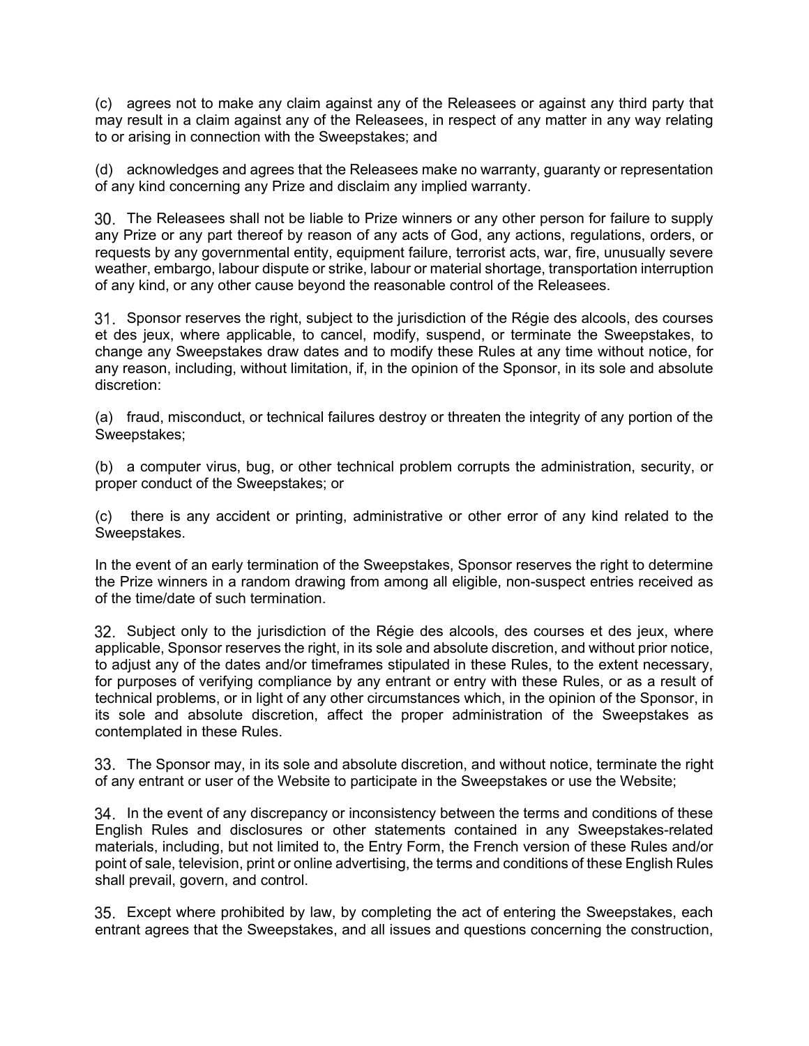(c) agrees not to make any claim against any of the Releasees or against any third party that may result in a claim against any of the Releasees, in respect of any matter in any way relating to or arising in connection with the Sweepstakes; and

(d) acknowledges and agrees that the Releasees make no warranty, guaranty or representation of any kind concerning any Prize and disclaim any implied warranty.

30. The Releasees shall not be liable to Prize winners or any other person for failure to supply any Prize or any part thereof by reason of any acts of God, any actions, regulations, orders, or requests by any governmental entity, equipment failure, terrorist acts, war, fire, unusually severe weather, embargo, labour dispute or strike, labour or material shortage, transportation interruption of any kind, or any other cause beyond the reasonable control of the Releasees.

31. Sponsor reserves the right, subject to the jurisdiction of the Régie des alcools, des courses et des jeux, where applicable, to cancel, modify, suspend, or terminate the Sweepstakes, to change any Sweepstakes draw dates and to modify these Rules at any time without notice, for any reason, including, without limitation, if, in the opinion of the Sponsor, in its sole and absolute discretion:

(a) fraud, misconduct, or technical failures destroy or threaten the integrity of any portion of the Sweepstakes;

(b) a computer virus, bug, or other technical problem corrupts the administration, security, or proper conduct of the Sweepstakes; or

(c) there is any accident or printing, administrative or other error of any kind related to the Sweepstakes.

In the event of an early termination of the Sweepstakes, Sponsor reserves the right to determine the Prize winners in a random drawing from among all eligible, non-suspect entries received as of the time/date of such termination.

32. Subject only to the jurisdiction of the Régie des alcools, des courses et des jeux, where applicable, Sponsor reserves the right, in its sole and absolute discretion, and without prior notice, to adjust any of the dates and/or timeframes stipulated in these Rules, to the extent necessary, for purposes of verifying compliance by any entrant or entry with these Rules, or as a result of technical problems, or in light of any other circumstances which, in the opinion of the Sponsor, in its sole and absolute discretion, affect the proper administration of the Sweepstakes as contemplated in these Rules.

33. The Sponsor may, in its sole and absolute discretion, and without notice, terminate the right of any entrant or user of the Website to participate in the Sweepstakes or use the Website;

34. In the event of any discrepancy or inconsistency between the terms and conditions of these English Rules and disclosures or other statements contained in any Sweepstakes-related materials, including, but not limited to, the Entry Form, the French version of these Rules and/or point of sale, television, print or online advertising, the terms and conditions of these English Rules shall prevail, govern, and control.

35. Except where prohibited by law, by completing the act of entering the Sweepstakes, each entrant agrees that the Sweepstakes, and all issues and questions concerning the construction,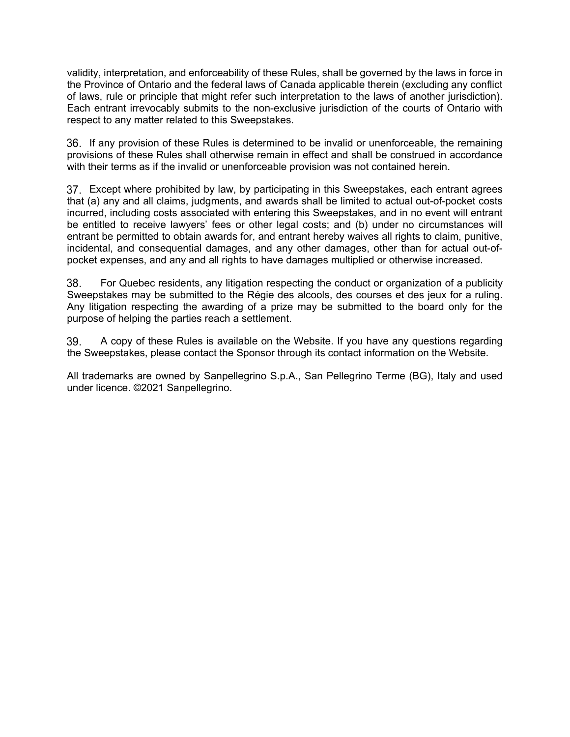validity, interpretation, and enforceability of these Rules, shall be governed by the laws in force in the Province of Ontario and the federal laws of Canada applicable therein (excluding any conflict of laws, rule or principle that might refer such interpretation to the laws of another jurisdiction). Each entrant irrevocably submits to the non-exclusive jurisdiction of the courts of Ontario with respect to any matter related to this Sweepstakes.

36. If any provision of these Rules is determined to be invalid or unenforceable, the remaining provisions of these Rules shall otherwise remain in effect and shall be construed in accordance with their terms as if the invalid or unenforceable provision was not contained herein.

37. Except where prohibited by law, by participating in this Sweepstakes, each entrant agrees that (a) any and all claims, judgments, and awards shall be limited to actual out-of-pocket costs incurred, including costs associated with entering this Sweepstakes, and in no event will entrant be entitled to receive lawyers' fees or other legal costs; and (b) under no circumstances will entrant be permitted to obtain awards for, and entrant hereby waives all rights to claim, punitive, incidental, and consequential damages, and any other damages, other than for actual out-of-pocket expenses, and any and all rights to have damages multiplied or otherwise increased.

38. For Quebec residents, any litigation respecting the conduct or organization of a publicity Sweepstakes may be submitted to the Régie des alcools, des courses et des jeux for a ruling. Any litigation respecting the awarding of a prize may be submitted to the board only for the purpose of helping the parties reach a settlement.

39. A copy of these Rules is available on the Website. If you have any questions regarding the Sweepstakes, please contact the Sponsor through its contact information on the Website.

All trademarks are owned by Sanpellegrino S.p.A., San Pellegrino Terme (BG), Italy and used under licence. ©2021 Sanpellegrino.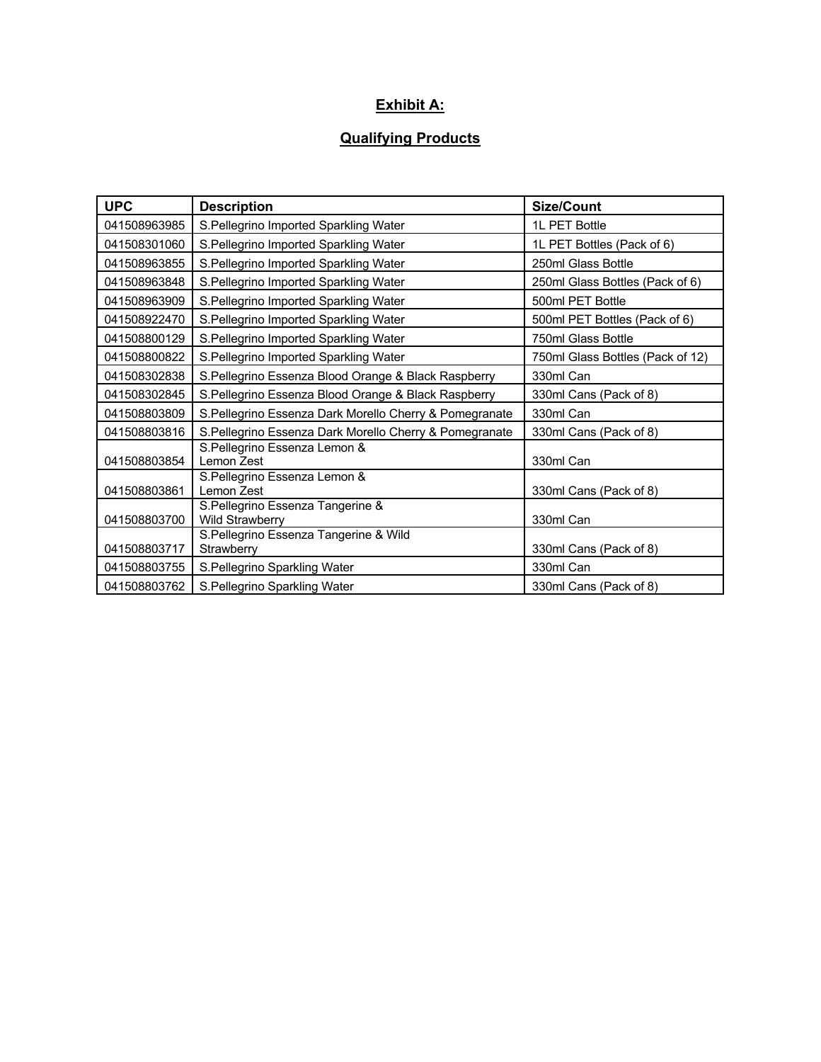# Exhibit A:

## Qualifying Products

| UPC | Description | Size/Count |
|---|---|---|
| 041508963985 | S.Pellegrino Imported Sparkling Water | 1L PET Bottle |
| 041508301060 | S.Pellegrino Imported Sparkling Water | 1L PET Bottles (Pack of 6) |
| 041508963855 | S.Pellegrino Imported Sparkling Water | 250ml Glass Bottle |
| 041508963848 | S.Pellegrino Imported Sparkling Water | 250ml Glass Bottles (Pack of 6) |
| 041508963909 | S.Pellegrino Imported Sparkling Water | 500ml PET Bottle |
| 041508922470 | S.Pellegrino Imported Sparkling Water | 500ml PET Bottles (Pack of 6) |
| 041508800129 | S.Pellegrino Imported Sparkling Water | 750ml Glass Bottle |
| 041508800822 | S.Pellegrino Imported Sparkling Water | 750ml Glass Bottles (Pack of 12) |
| 041508302838 | S.Pellegrino Essenza Blood Orange & Black Raspberry | 330ml Can |
| 041508302845 | S.Pellegrino Essenza Blood Orange & Black Raspberry | 330ml Cans (Pack of 8) |
| 041508803809 | S.Pellegrino Essenza Dark Morello Cherry & Pomegranate | 330ml Can |
| 041508803816 | S.Pellegrino Essenza Dark Morello Cherry & Pomegranate | 330ml Cans (Pack of 8) |
| 041508803854 | S.Pellegrino Essenza Lemon & Lemon Zest | 330ml Can |
| 041508803861 | S.Pellegrino Essenza Lemon & Lemon Zest | 330ml Cans (Pack of 8) |
| 041508803700 | S.Pellegrino Essenza Tangerine & Wild Strawberry | 330ml Can |
| 041508803717 | S.Pellegrino Essenza Tangerine & Wild Strawberry | 330ml Cans (Pack of 8) |
| 041508803755 | S.Pellegrino Sparkling Water | 330ml Can |
| 041508803762 | S.Pellegrino Sparkling Water | 330ml Cans (Pack of 8) |